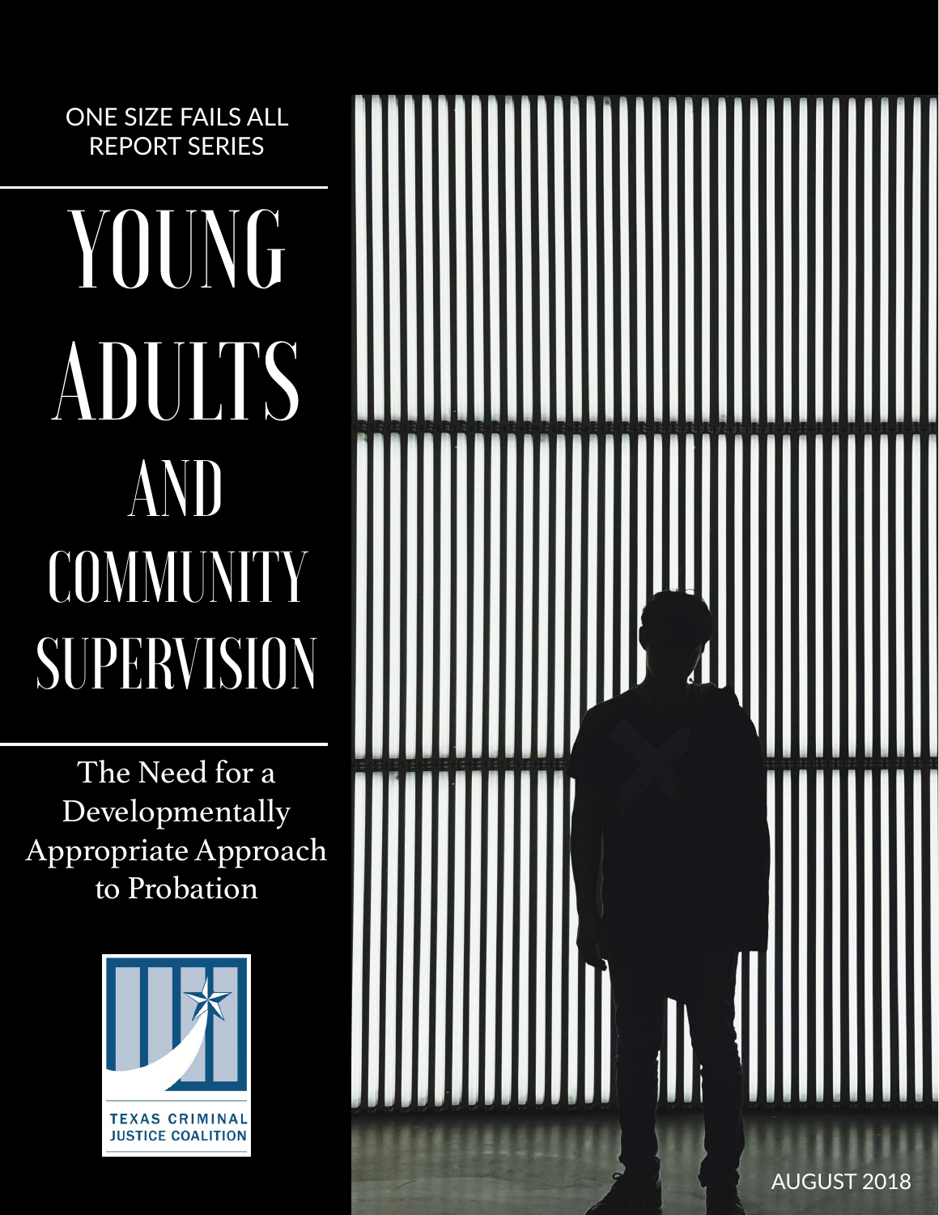ONE SIZE FAILS ALL REPORT SERIES

# YOUNG ADULTS AND COMMUNITY SUPERVISION

## The Need for a Developmentally Appropriate Approach to Probation

TEXAS CRIMINAL JUSTICE COALITION

AUGUST 2018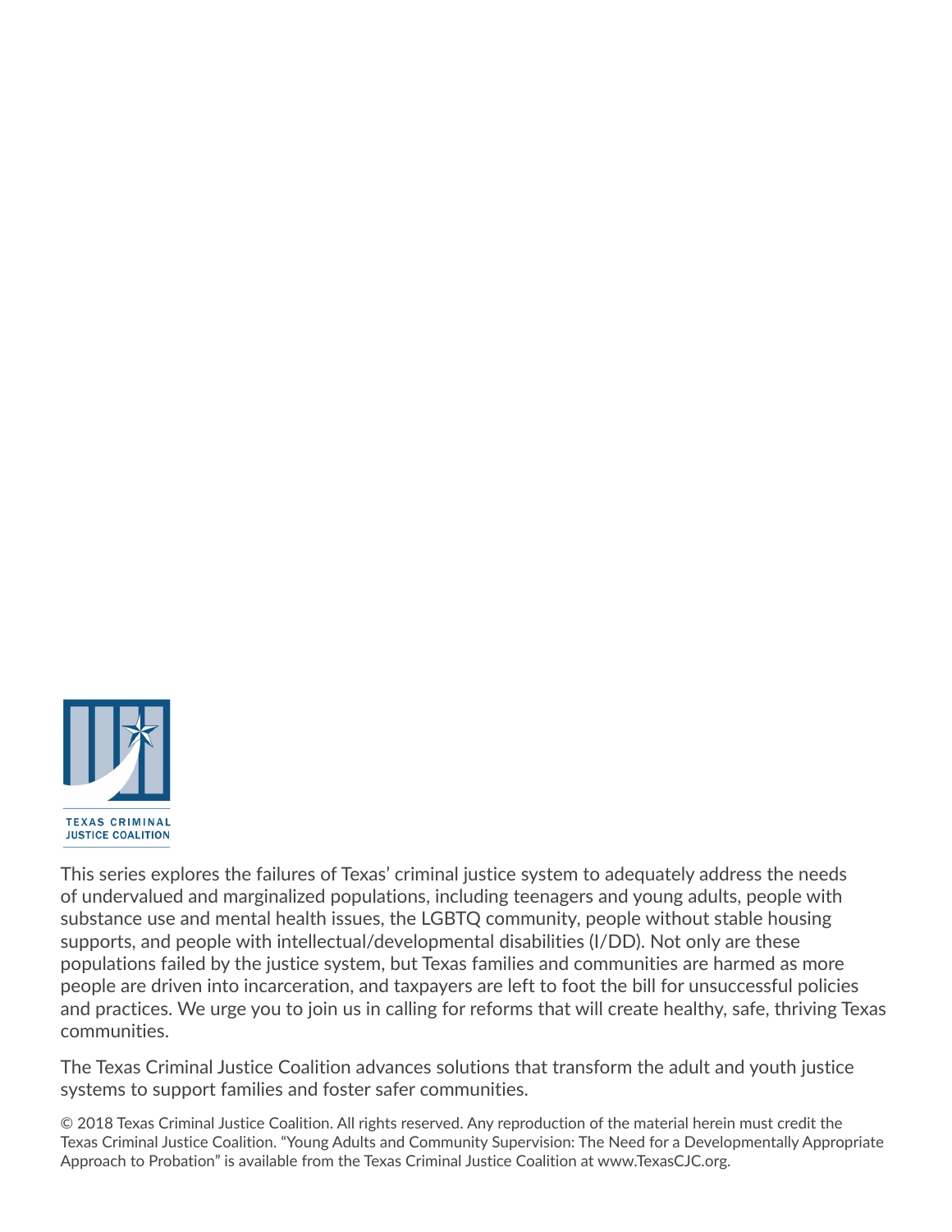TEXAS CRIMINAL JUSTICE COALITION

This series explores the failures of Texas' criminal justice system to adequately address the needs of undervalued and marginalized populations, including teenagers and young adults, people with substance use and mental health issues, the LGBTQ community, people without stable housing supports, and people with intellectual/developmental disabilities (I/DD). Not only are these populations failed by the justice system, but Texas families and communities are harmed as more people are driven into incarceration, and taxpayers are left to foot the bill for unsuccessful policies and practices. We urge you to join us in calling for reforms that will create healthy, safe, thriving Texas communities.

The Texas Criminal Justice Coalition advances solutions that transform the adult and youth justice systems to support families and foster safer communities.

© 2018 Texas Criminal Justice Coalition. All rights reserved. Any reproduction of the material herein must credit the Texas Criminal Justice Coalition. "Young Adults and Community Supervision: The Need for a Developmentally Appropriate Approach to Probation" is available from the Texas Criminal Justice Coalition at www.TexasCJC.org.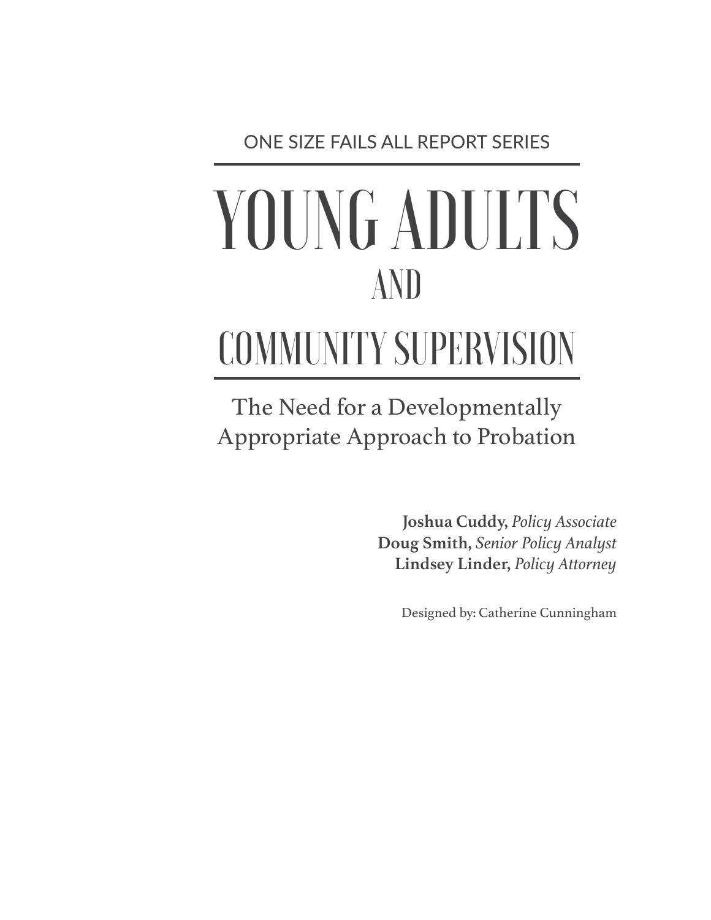ONE SIZE FAILS ALL REPORT SERIES

# YOUNG ADULTS AND COMMUNITY SUPERVISION

## The Need for a Developmentally Appropriate Approach to Probation

**Joshua Cuddy,** *Policy Associate*
**Doug Smith,** *Senior Policy Analyst*
**Lindsey Linder,** *Policy Attorney*

Designed by: Catherine Cunningham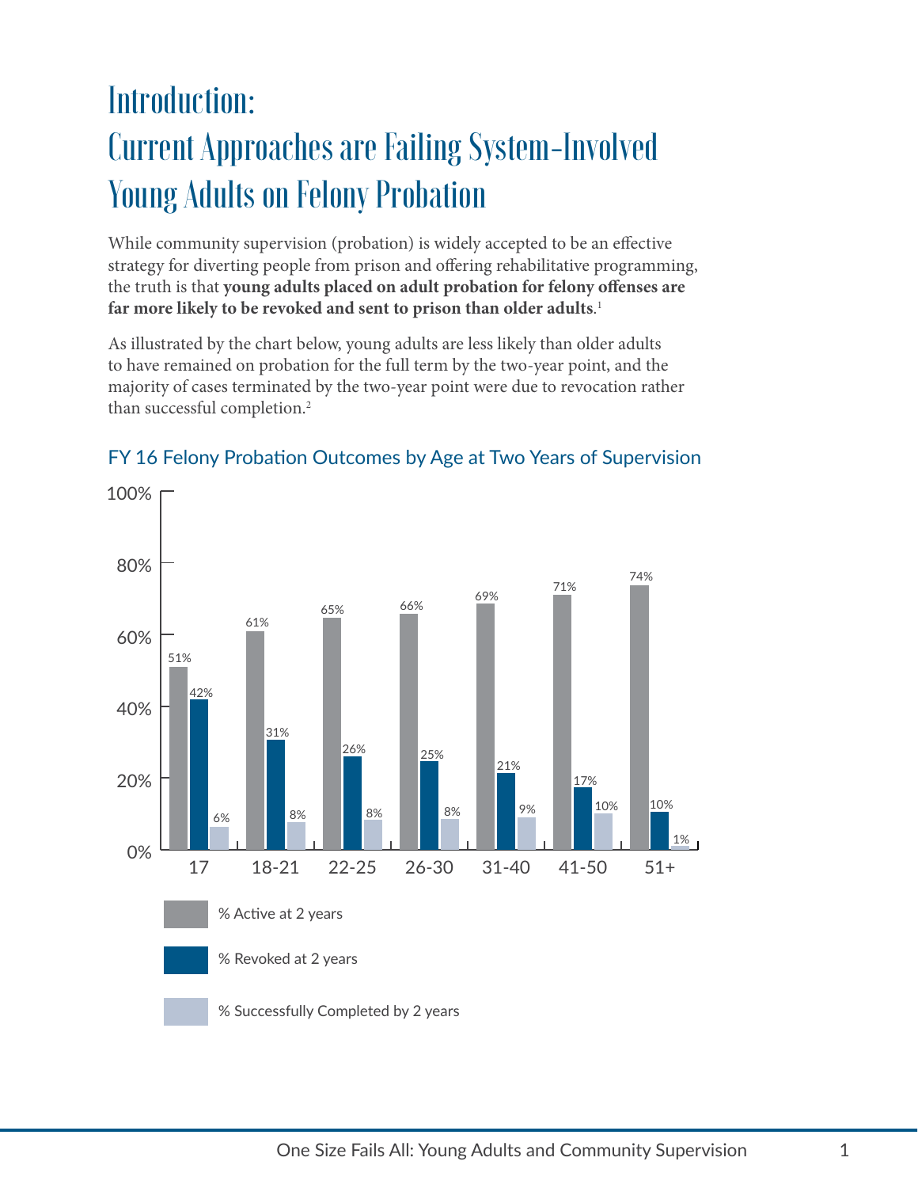# Introduction: Current Approaches are Failing System-Involved Young Adults on Felony Probation

While community supervision (probation) is widely accepted to be an effective strategy for diverting people from prison and offering rehabilitative programming, the truth is that **young adults placed on adult probation for felony offenses are far more likely to be revoked and sent to prison than older adults**.[1]

As illustrated by the chart below, young adults are less likely than older adults to have remained on probation for the full term by the two-year point, and the majority of cases terminated by the two-year point were due to revocation rather than successful completion.[2]

## FY 16 Felony Probation Outcomes by Age at Two Years of Supervision

| Age | % Active at 2 years | % Revoked at 2 years | % Successfully Completed by 2 years |
|---|---|---|---|
| 17 | 51% | 42% | 6% |
| 18-21 | 61% | 31% | 8% |
| 22-25 | 65% | 26% | 8% |
| 26-30 | 66% | 25% | 8% |
| 31-40 | 69% | 21% | 9% |
| 41-50 | 71% | 17% | 10% |
| 51+ | 74% | 10% | 1% |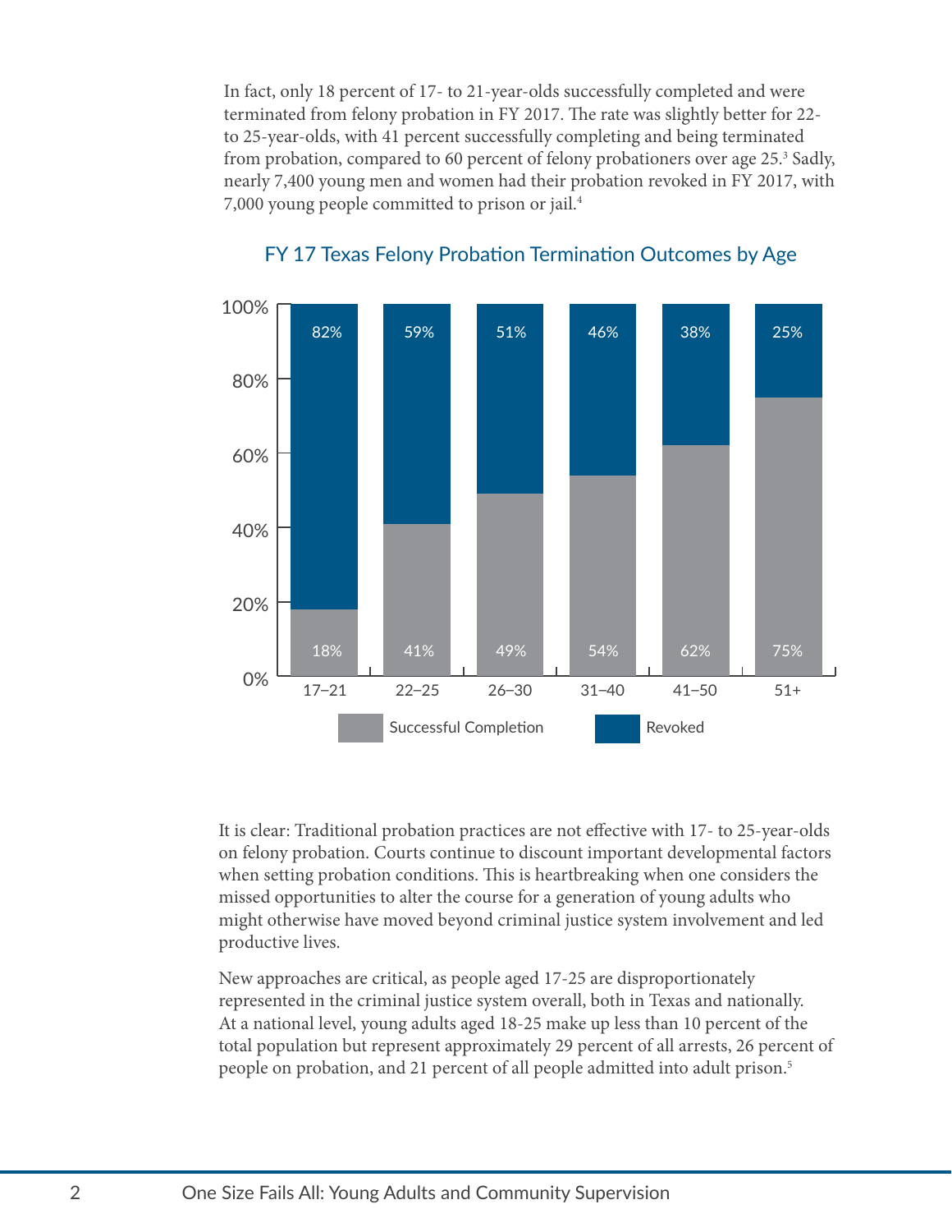In fact, only 18 percent of 17- to 21-year-olds successfully completed and were terminated from felony probation in FY 2017. The rate was slightly better for 22- to 25-year-olds, with 41 percent successfully completing and being terminated from probation, compared to 60 percent of felony probationers over age 25.[3] Sadly, nearly 7,400 young men and women had their probation revoked in FY 2017, with 7,000 young people committed to prison or jail.[4]

FY 17 Texas Felony Probation Termination Outcomes by Age

| Age | Successful Completion | Revoked |
| --- | --- | --- |
| 17–21 | 18% | 82% |
| 22–25 | 41% | 59% |
| 26–30 | 49% | 51% |
| 31–40 | 54% | 46% |
| 41–50 | 62% | 38% |
| 51+ | 75% | 25% |

It is clear: Traditional probation practices are not effective with 17- to 25-year-olds on felony probation. Courts continue to discount important developmental factors when setting probation conditions. This is heartbreaking when one considers the missed opportunities to alter the course for a generation of young adults who might otherwise have moved beyond criminal justice system involvement and led productive lives.

New approaches are critical, as people aged 17-25 are disproportionately represented in the criminal justice system overall, both in Texas and nationally. At a national level, young adults aged 18-25 make up less than 10 percent of the total population but represent approximately 29 percent of all arrests, 26 percent of people on probation, and 21 percent of all people admitted into adult prison.[5]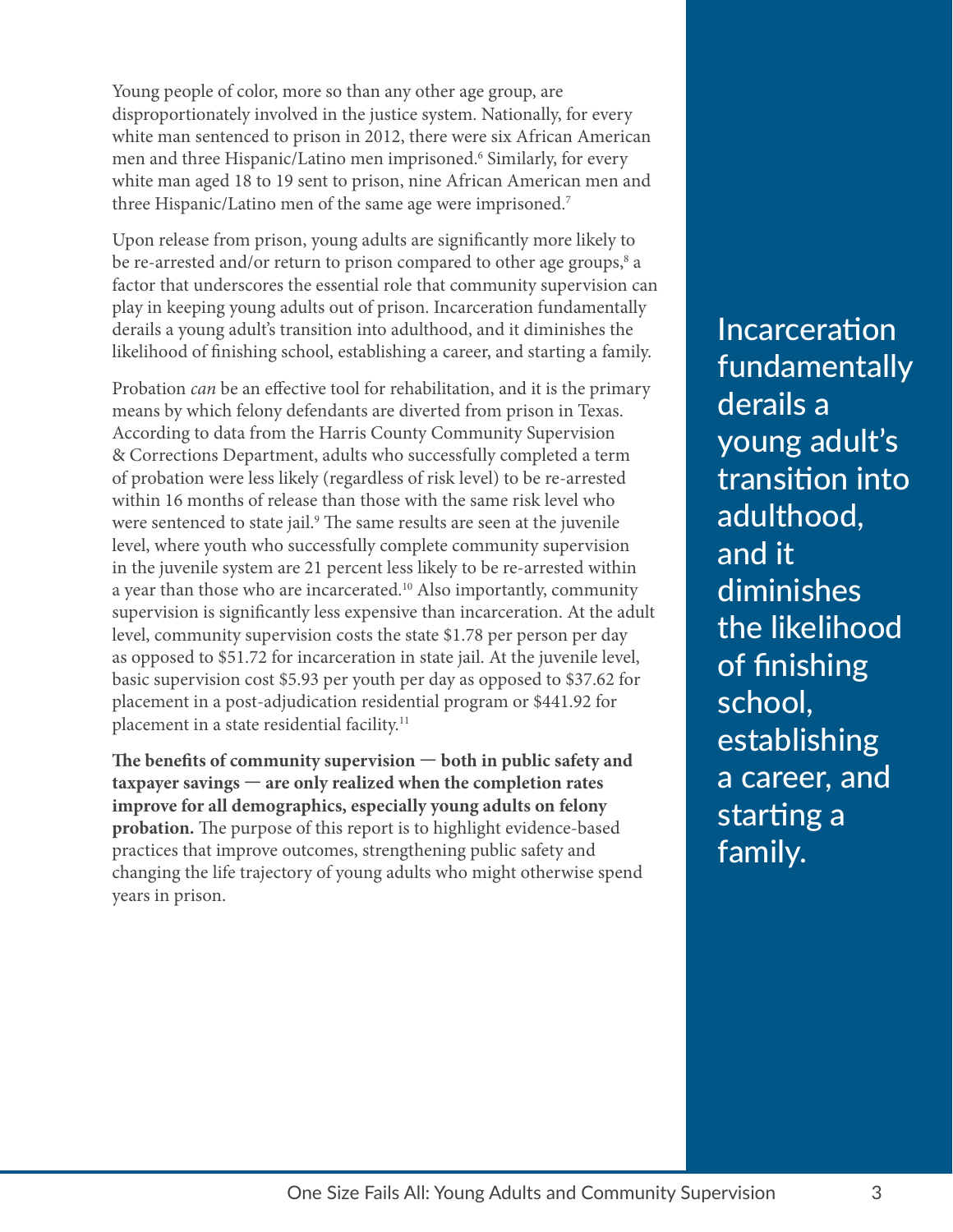Young people of color, more so than any other age group, are disproportionately involved in the justice system. Nationally, for every white man sentenced to prison in 2012, there were six African American men and three Hispanic/Latino men imprisoned.[6] Similarly, for every white man aged 18 to 19 sent to prison, nine African American men and three Hispanic/Latino men of the same age were imprisoned.[7]

Upon release from prison, young adults are significantly more likely to be re-arrested and/or return to prison compared to other age groups,[8] a factor that underscores the essential role that community supervision can play in keeping young adults out of prison. Incarceration fundamentally derails a young adult's transition into adulthood, and it diminishes the likelihood of finishing school, establishing a career, and starting a family.

Probation *can* be an effective tool for rehabilitation, and it is the primary means by which felony defendants are diverted from prison in Texas. According to data from the Harris County Community Supervision & Corrections Department, adults who successfully completed a term of probation were less likely (regardless of risk level) to be re-arrested within 16 months of release than those with the same risk level who were sentenced to state jail.[9] The same results are seen at the juvenile level, where youth who successfully complete community supervision in the juvenile system are 21 percent less likely to be re-arrested within a year than those who are incarcerated.[10] Also importantly, community supervision is significantly less expensive than incarceration. At the adult level, community supervision costs the state $1.78 per person per day as opposed to $51.72 for incarceration in state jail. At the juvenile level, basic supervision cost $5.93 per youth per day as opposed to $37.62 for placement in a post-adjudication residential program or $441.92 for placement in a state residential facility.[11]

**The benefits of community supervision — both in public safety and taxpayer savings — are only realized when the completion rates improve for all demographics, especially young adults on felony probation.** The purpose of this report is to highlight evidence-based practices that improve outcomes, strengthening public safety and changing the life trajectory of young adults who might otherwise spend years in prison.

> Incarceration fundamentally derails a young adult's transition into adulthood, and it diminishes the likelihood of finishing school, establishing a career, and starting a family.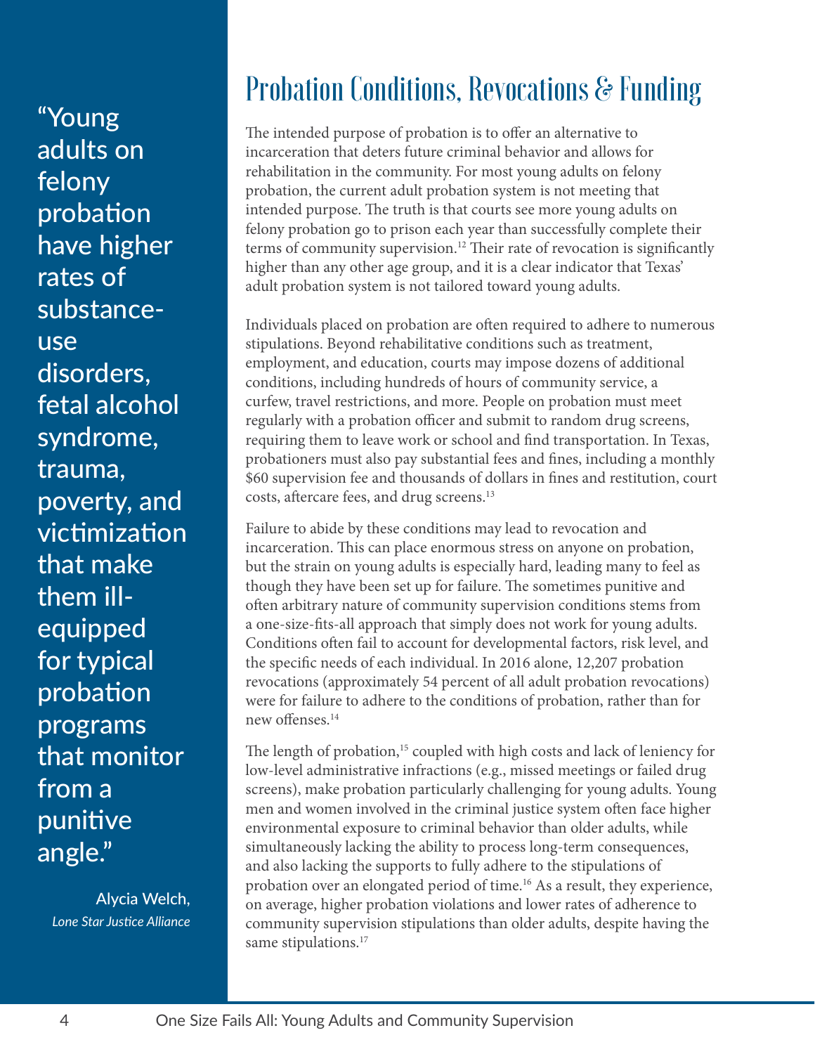> "Young adults on felony probation have higher rates of substance-use disorders, fetal alcohol syndrome, trauma, poverty, and victimization that make them ill-equipped for typical probation programs that monitor from a punitive angle."
>
> Alycia Welch, *Lone Star Justice Alliance*

# Probation Conditions, Revocations & Funding

The intended purpose of probation is to offer an alternative to incarceration that deters future criminal behavior and allows for rehabilitation in the community. For most young adults on felony probation, the current adult probation system is not meeting that intended purpose. The truth is that courts see more young adults on felony probation go to prison each year than successfully complete their terms of community supervision.[12] Their rate of revocation is significantly higher than any other age group, and it is a clear indicator that Texas' adult probation system is not tailored toward young adults.

Individuals placed on probation are often required to adhere to numerous stipulations. Beyond rehabilitative conditions such as treatment, employment, and education, courts may impose dozens of additional conditions, including hundreds of hours of community service, a curfew, travel restrictions, and more. People on probation must meet regularly with a probation officer and submit to random drug screens, requiring them to leave work or school and find transportation. In Texas, probationers must also pay substantial fees and fines, including a monthly $60 supervision fee and thousands of dollars in fines and restitution, court costs, aftercare fees, and drug screens.[13]

Failure to abide by these conditions may lead to revocation and incarceration. This can place enormous stress on anyone on probation, but the strain on young adults is especially hard, leading many to feel as though they have been set up for failure. The sometimes punitive and often arbitrary nature of community supervision conditions stems from a one-size-fits-all approach that simply does not work for young adults. Conditions often fail to account for developmental factors, risk level, and the specific needs of each individual. In 2016 alone, 12,207 probation revocations (approximately 54 percent of all adult probation revocations) were for failure to adhere to the conditions of probation, rather than for new offenses.[14]

The length of probation,[15] coupled with high costs and lack of leniency for low-level administrative infractions (e.g., missed meetings or failed drug screens), make probation particularly challenging for young adults. Young men and women involved in the criminal justice system often face higher environmental exposure to criminal behavior than older adults, while simultaneously lacking the ability to process long-term consequences, and also lacking the supports to fully adhere to the stipulations of probation over an elongated period of time.[16] As a result, they experience, on average, higher probation violations and lower rates of adherence to community supervision stipulations than older adults, despite having the same stipulations.[17]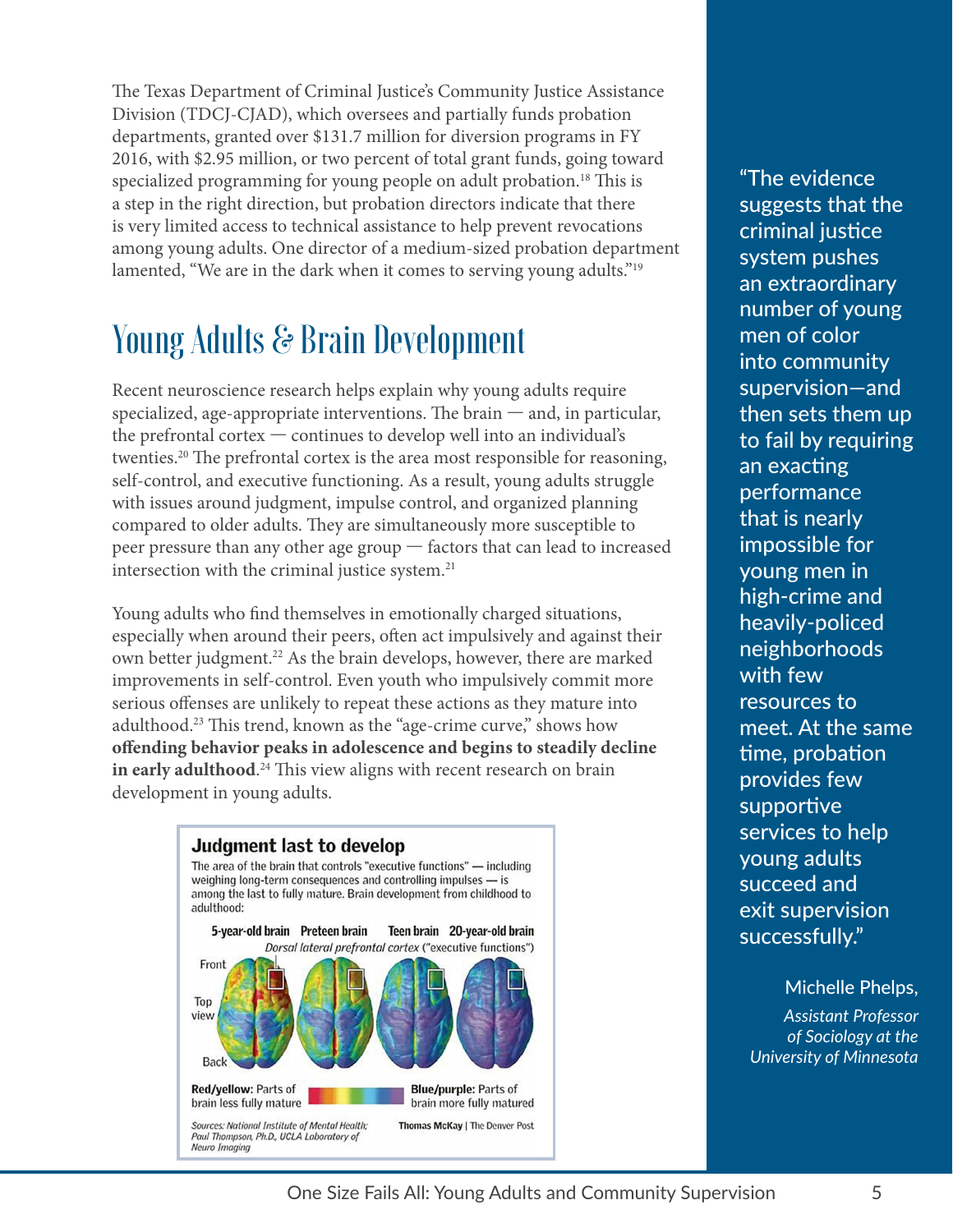The Texas Department of Criminal Justice's Community Justice Assistance Division (TDCJ-CJAD), which oversees and partially funds probation departments, granted over $131.7 million for diversion programs in FY 2016, with $2.95 million, or two percent of total grant funds, going toward specialized programming for young people on adult probation.[18] This is a step in the right direction, but probation directors indicate that there is very limited access to technical assistance to help prevent revocations among young adults. One director of a medium-sized probation department lamented, "We are in the dark when it comes to serving young adults."[19]

## Young Adults & Brain Development

Recent neuroscience research helps explain why young adults require specialized, age-appropriate interventions. The brain — and, in particular, the prefrontal cortex — continues to develop well into an individual's twenties.[20] The prefrontal cortex is the area most responsible for reasoning, self-control, and executive functioning. As a result, young adults struggle with issues around judgment, impulse control, and organized planning compared to older adults. They are simultaneously more susceptible to peer pressure than any other age group — factors that can lead to increased intersection with the criminal justice system.[21]

Young adults who find themselves in emotionally charged situations, especially when around their peers, often act impulsively and against their own better judgment.[22] As the brain develops, however, there are marked improvements in self-control. Even youth who impulsively commit more serious offenses are unlikely to repeat these actions as they mature into adulthood.[23] This trend, known as the "age-crime curve," shows how **offending behavior peaks in adolescence and begins to steadily decline in early adulthood**.[24] This view aligns with recent research on brain development in young adults.

**Judgment last to develop**

The area of the brain that controls "executive functions" — including weighing long-term consequences and controlling impulses — is among the last to fully mature. Brain development from childhood to adulthood:

5-year-old brain | Preteen brain | Teen brain | 20-year-old brain

*Dorsal lateral prefrontal cortex* ("executive functions")

Front / Top view / Back

**Red/yellow:** Parts of brain less fully mature

**Blue/purple:** Parts of brain more fully matured

*Sources: National Institute of Mental Health; Paul Thompson, Ph.D., UCLA Laboratory of Neuro Imaging*

**Thomas McKay** | The Denver Post

"The evidence suggests that the criminal justice system pushes an extraordinary number of young men of color into community supervision—and then sets them up to fail by requiring an exacting performance that is nearly impossible for young men in high-crime and heavily-policed neighborhoods with few resources to meet. At the same time, probation provides few supportive services to help young adults succeed and exit supervision successfully."

Michelle Phelps,
*Assistant Professor of Sociology at the University of Minnesota*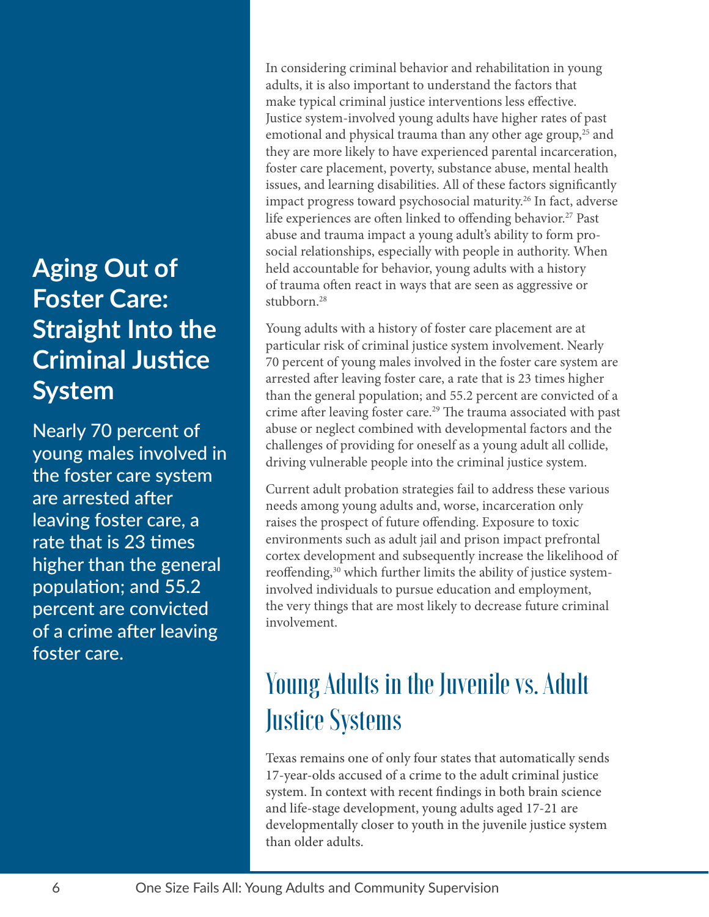## Aging Out of Foster Care: Straight Into the Criminal Justice System

Nearly 70 percent of young males involved in the foster care system are arrested after leaving foster care, a rate that is 23 times higher than the general population; and 55.2 percent are convicted of a crime after leaving foster care.

In considering criminal behavior and rehabilitation in young adults, it is also important to understand the factors that make typical criminal justice interventions less effective. Justice system-involved young adults have higher rates of past emotional and physical trauma than any other age group,[25] and they are more likely to have experienced parental incarceration, foster care placement, poverty, substance abuse, mental health issues, and learning disabilities. All of these factors significantly impact progress toward psychosocial maturity.[26] In fact, adverse life experiences are often linked to offending behavior.[27] Past abuse and trauma impact a young adult's ability to form pro-social relationships, especially with people in authority. When held accountable for behavior, young adults with a history of trauma often react in ways that are seen as aggressive or stubborn.[28]

Young adults with a history of foster care placement are at particular risk of criminal justice system involvement. Nearly 70 percent of young males involved in the foster care system are arrested after leaving foster care, a rate that is 23 times higher than the general population; and 55.2 percent are convicted of a crime after leaving foster care.[29] The trauma associated with past abuse or neglect combined with developmental factors and the challenges of providing for oneself as a young adult all collide, driving vulnerable people into the criminal justice system.

Current adult probation strategies fail to address these various needs among young adults and, worse, incarceration only raises the prospect of future offending. Exposure to toxic environments such as adult jail and prison impact prefrontal cortex development and subsequently increase the likelihood of reoffending,[30] which further limits the ability of justice system-involved individuals to pursue education and employment, the very things that are most likely to decrease future criminal involvement.

## Young Adults in the Juvenile vs. Adult Justice Systems

Texas remains one of only four states that automatically sends 17-year-olds accused of a crime to the adult criminal justice system. In context with recent findings in both brain science and life-stage development, young adults aged 17-21 are developmentally closer to youth in the juvenile justice system than older adults.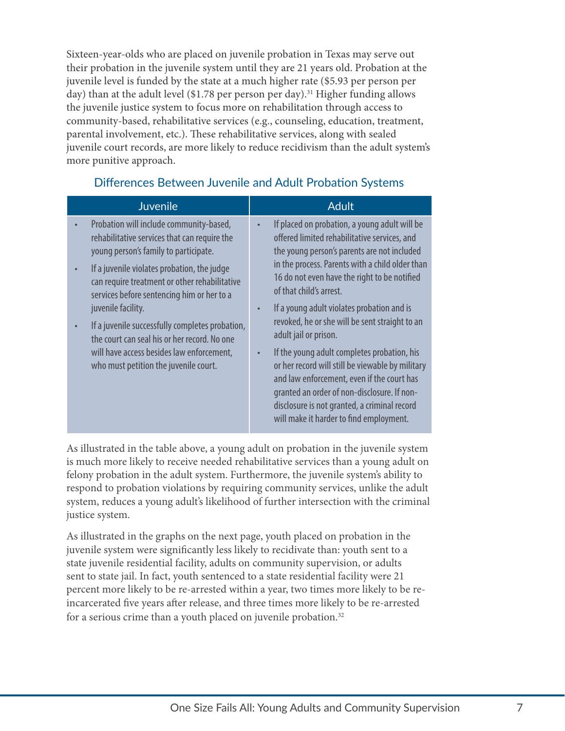Sixteen-year-olds who are placed on juvenile probation in Texas may serve out their probation in the juvenile system until they are 21 years old. Probation at the juvenile level is funded by the state at a much higher rate ($5.93 per person per day) than at the adult level ($1.78 per person per day).[31] Higher funding allows the juvenile justice system to focus more on rehabilitation through access to community-based, rehabilitative services (e.g., counseling, education, treatment, parental involvement, etc.). These rehabilitative services, along with sealed juvenile court records, are more likely to reduce recidivism than the adult system's more punitive approach.

### Differences Between Juvenile and Adult Probation Systems

| Juvenile | Adult |
|---|---|
| • Probation will include community-based, rehabilitative services that can require the young person's family to participate.<br>• If a juvenile violates probation, the judge can require treatment or other rehabilitative services before sentencing him or her to a juvenile facility.<br>• If a juvenile successfully completes probation, the court can seal his or her record. No one will have access besides law enforcement, who must petition the juvenile court. | • If placed on probation, a young adult will be offered limited rehabilitative services, and the young person's parents are not included in the process. Parents with a child older than 16 do not even have the right to be notified of that child's arrest.<br>• If a young adult violates probation and is revoked, he or she will be sent straight to an adult jail or prison.<br>• If the young adult completes probation, his or her record will still be viewable by military and law enforcement, even if the court has granted an order of non-disclosure. If non-disclosure is not granted, a criminal record will make it harder to find employment. |

As illustrated in the table above, a young adult on probation in the juvenile system is much more likely to receive needed rehabilitative services than a young adult on felony probation in the adult system. Furthermore, the juvenile system's ability to respond to probation violations by requiring community services, unlike the adult system, reduces a young adult's likelihood of further intersection with the criminal justice system.

As illustrated in the graphs on the next page, youth placed on probation in the juvenile system were significantly less likely to recidivate than: youth sent to a state juvenile residential facility, adults on community supervision, or adults sent to state jail. In fact, youth sentenced to a state residential facility were 21 percent more likely to be re-arrested within a year, two times more likely to be re-incarcerated five years after release, and three times more likely to be re-arrested for a serious crime than a youth placed on juvenile probation.[32]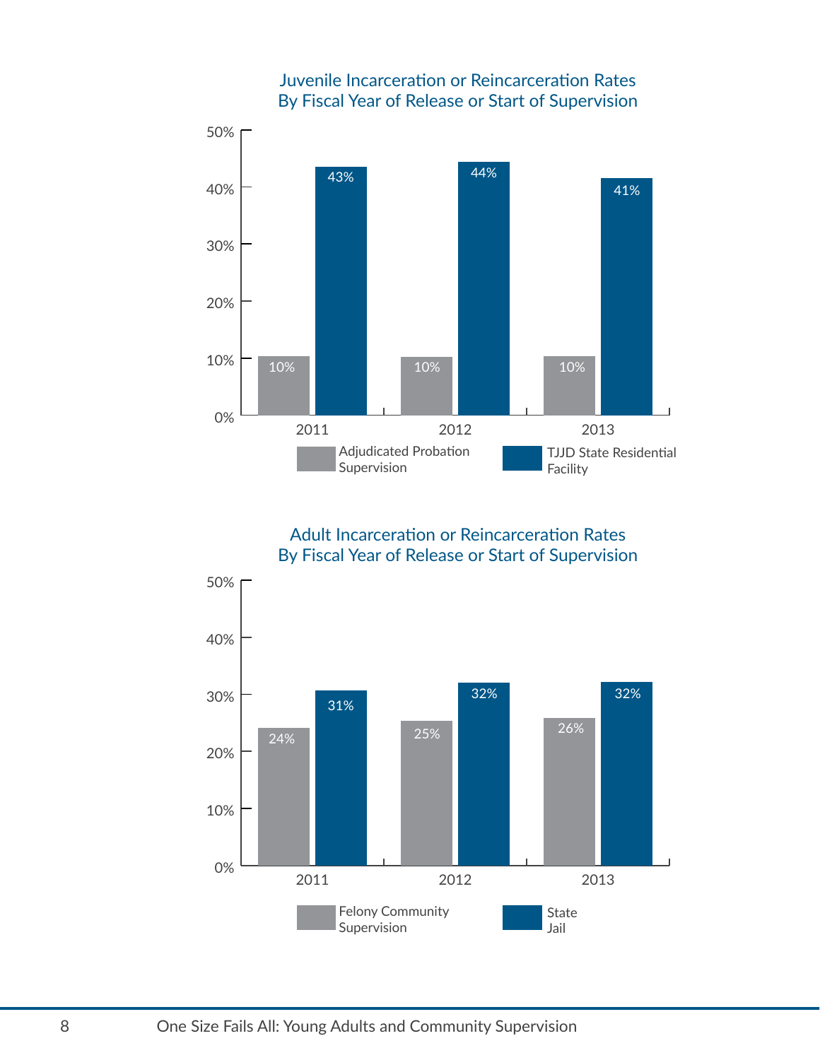### Juvenile Incarceration or Reincarceration Rates By Fiscal Year of Release or Start of Supervision

| Year | Adjudicated Probation Supervision | TJJD State Residential Facility |
|---|---|---|
| 2011 | 10% | 43% |
| 2012 | 10% | 44% |
| 2013 | 10% | 41% |

### Adult Incarceration or Reincarceration Rates By Fiscal Year of Release or Start of Supervision

| Year | Felony Community Supervision | State Jail |
|---|---|---|
| 2011 | 24% | 31% |
| 2012 | 25% | 32% |
| 2013 | 26% | 32% |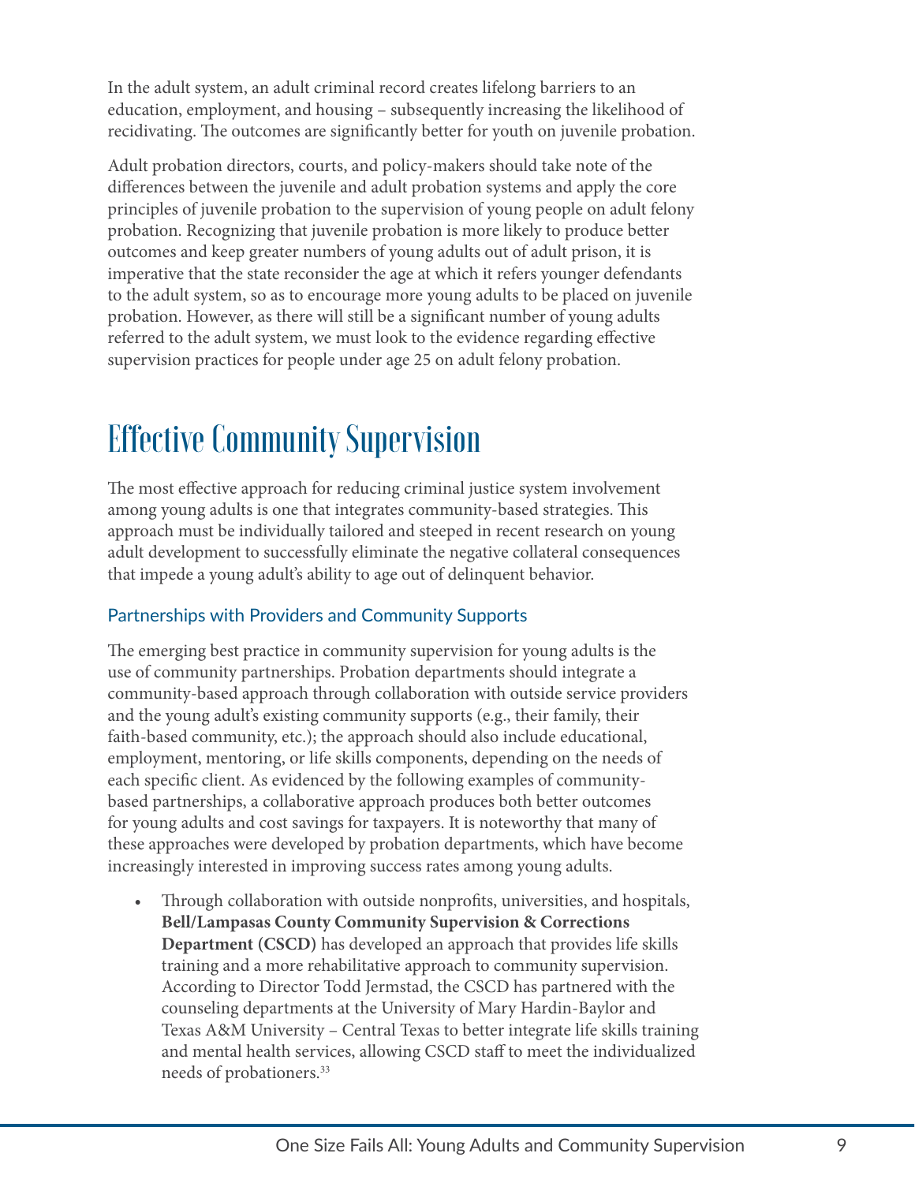In the adult system, an adult criminal record creates lifelong barriers to an education, employment, and housing – subsequently increasing the likelihood of recidivating. The outcomes are significantly better for youth on juvenile probation.

Adult probation directors, courts, and policy-makers should take note of the differences between the juvenile and adult probation systems and apply the core principles of juvenile probation to the supervision of young people on adult felony probation. Recognizing that juvenile probation is more likely to produce better outcomes and keep greater numbers of young adults out of adult prison, it is imperative that the state reconsider the age at which it refers younger defendants to the adult system, so as to encourage more young adults to be placed on juvenile probation. However, as there will still be a significant number of young adults referred to the adult system, we must look to the evidence regarding effective supervision practices for people under age 25 on adult felony probation.

# Effective Community Supervision

The most effective approach for reducing criminal justice system involvement among young adults is one that integrates community-based strategies. This approach must be individually tailored and steeped in recent research on young adult development to successfully eliminate the negative collateral consequences that impede a young adult's ability to age out of delinquent behavior.

## Partnerships with Providers and Community Supports

The emerging best practice in community supervision for young adults is the use of community partnerships. Probation departments should integrate a community-based approach through collaboration with outside service providers and the young adult's existing community supports (e.g., their family, their faith-based community, etc.); the approach should also include educational, employment, mentoring, or life skills components, depending on the needs of each specific client. As evidenced by the following examples of community-based partnerships, a collaborative approach produces both better outcomes for young adults and cost savings for taxpayers. It is noteworthy that many of these approaches were developed by probation departments, which have become increasingly interested in improving success rates among young adults.

- Through collaboration with outside nonprofits, universities, and hospitals, **Bell/Lampasas County Community Supervision & Corrections Department (CSCD)** has developed an approach that provides life skills training and a more rehabilitative approach to community supervision. According to Director Todd Jermstad, the CSCD has partnered with the counseling departments at the University of Mary Hardin-Baylor and Texas A&M University – Central Texas to better integrate life skills training and mental health services, allowing CSCD staff to meet the individualized needs of probationers.[33]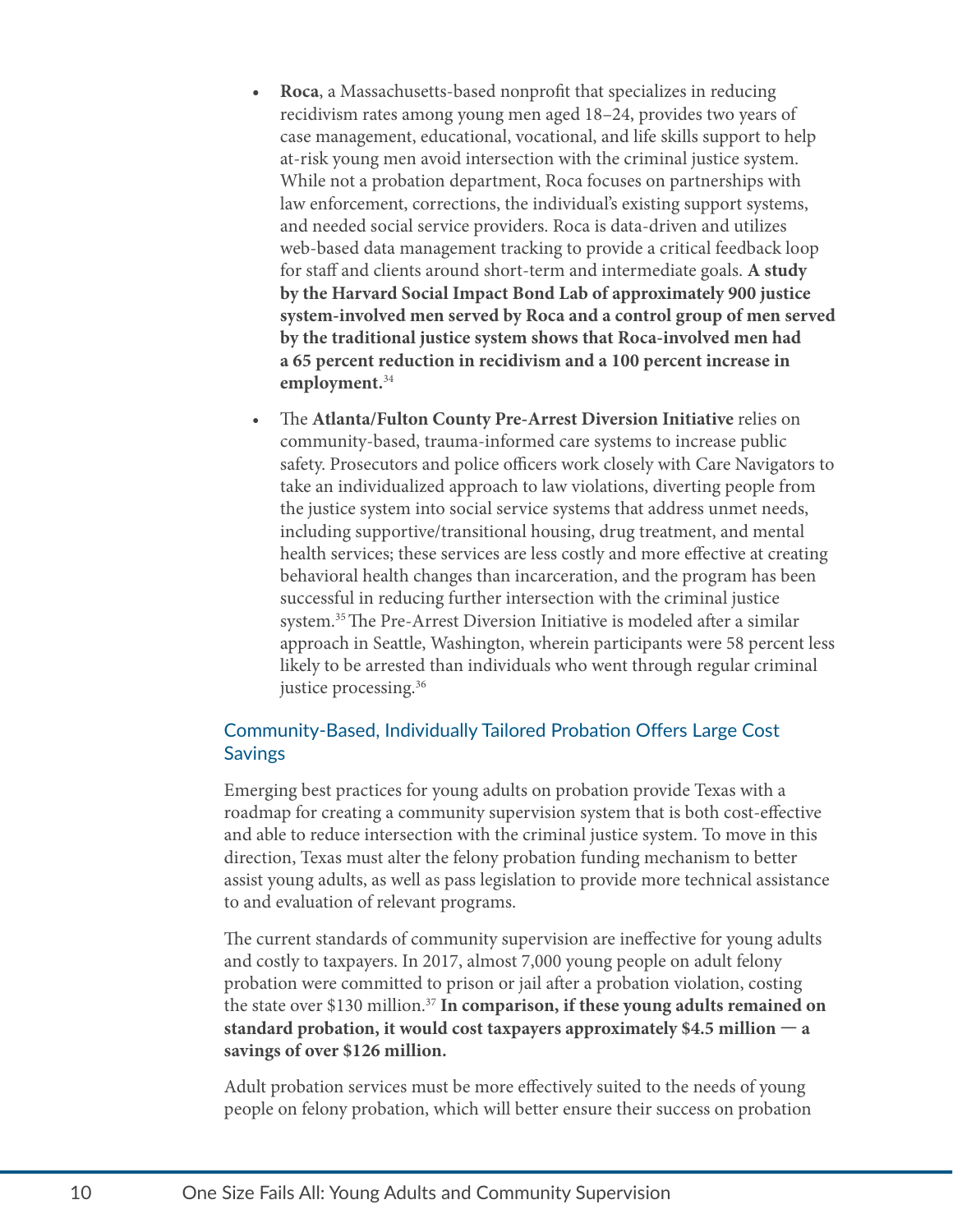- **Roca**, a Massachusetts-based nonprofit that specializes in reducing recidivism rates among young men aged 18–24, provides two years of case management, educational, vocational, and life skills support to help at-risk young men avoid intersection with the criminal justice system. While not a probation department, Roca focuses on partnerships with law enforcement, corrections, the individual's existing support systems, and needed social service providers. Roca is data-driven and utilizes web-based data management tracking to provide a critical feedback loop for staff and clients around short-term and intermediate goals. **A study by the Harvard Social Impact Bond Lab of approximately 900 justice system-involved men served by Roca and a control group of men served by the traditional justice system shows that Roca-involved men had a 65 percent reduction in recidivism and a 100 percent increase in employment.**[34]

- The **Atlanta/Fulton County Pre-Arrest Diversion Initiative** relies on community-based, trauma-informed care systems to increase public safety. Prosecutors and police officers work closely with Care Navigators to take an individualized approach to law violations, diverting people from the justice system into social service systems that address unmet needs, including supportive/transitional housing, drug treatment, and mental health services; these services are less costly and more effective at creating behavioral health changes than incarceration, and the program has been successful in reducing further intersection with the criminal justice system.[35] The Pre-Arrest Diversion Initiative is modeled after a similar approach in Seattle, Washington, wherein participants were 58 percent less likely to be arrested than individuals who went through regular criminal justice processing.[36]

## Community-Based, Individually Tailored Probation Offers Large Cost Savings

Emerging best practices for young adults on probation provide Texas with a roadmap for creating a community supervision system that is both cost-effective and able to reduce intersection with the criminal justice system. To move in this direction, Texas must alter the felony probation funding mechanism to better assist young adults, as well as pass legislation to provide more technical assistance to and evaluation of relevant programs.

The current standards of community supervision are ineffective for young adults and costly to taxpayers. In 2017, almost 7,000 young people on adult felony probation were committed to prison or jail after a probation violation, costing the state over $130 million.[37] **In comparison, if these young adults remained on standard probation, it would cost taxpayers approximately $4.5 million — a savings of over $126 million.**

Adult probation services must be more effectively suited to the needs of young people on felony probation, which will better ensure their success on probation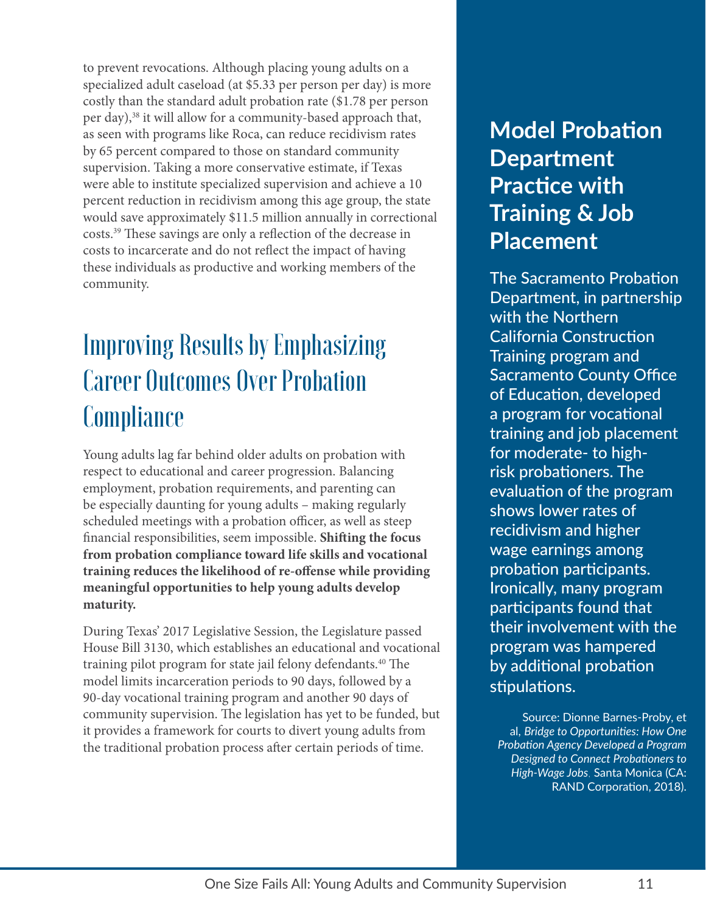to prevent revocations. Although placing young adults on a specialized adult caseload (at $5.33 per person per day) is more costly than the standard adult probation rate ($1.78 per person per day),[38] it will allow for a community-based approach that, as seen with programs like Roca, can reduce recidivism rates by 65 percent compared to those on standard community supervision. Taking a more conservative estimate, if Texas were able to institute specialized supervision and achieve a 10 percent reduction in recidivism among this age group, the state would save approximately $11.5 million annually in correctional costs.[39] These savings are only a reflection of the decrease in costs to incarcerate and do not reflect the impact of having these individuals as productive and working members of the community.

## Improving Results by Emphasizing Career Outcomes Over Probation Compliance

Young adults lag far behind older adults on probation with respect to educational and career progression. Balancing employment, probation requirements, and parenting can be especially daunting for young adults – making regularly scheduled meetings with a probation officer, as well as steep financial responsibilities, seem impossible. **Shifting the focus from probation compliance toward life skills and vocational training reduces the likelihood of re-offense while providing meaningful opportunities to help young adults develop maturity.**

During Texas' 2017 Legislative Session, the Legislature passed House Bill 3130, which establishes an educational and vocational training pilot program for state jail felony defendants.[40] The model limits incarceration periods to 90 days, followed by a 90-day vocational training program and another 90 days of community supervision. The legislation has yet to be funded, but it provides a framework for courts to divert young adults from the traditional probation process after certain periods of time.

### Model Probation Department Practice with Training & Job Placement

The Sacramento Probation Department, in partnership with the Northern California Construction Training program and Sacramento County Office of Education, developed a program for vocational training and job placement for moderate- to high-risk probationers. The evaluation of the program shows lower rates of recidivism and higher wage earnings among probation participants. Ironically, many program participants found that their involvement with the program was hampered by additional probation stipulations.

Source: Dionne Barnes-Proby, et al, *Bridge to Opportunities: How One Probation Agency Developed a Program Designed to Connect Probationers to High-Wage Jobs*. Santa Monica (CA: RAND Corporation, 2018).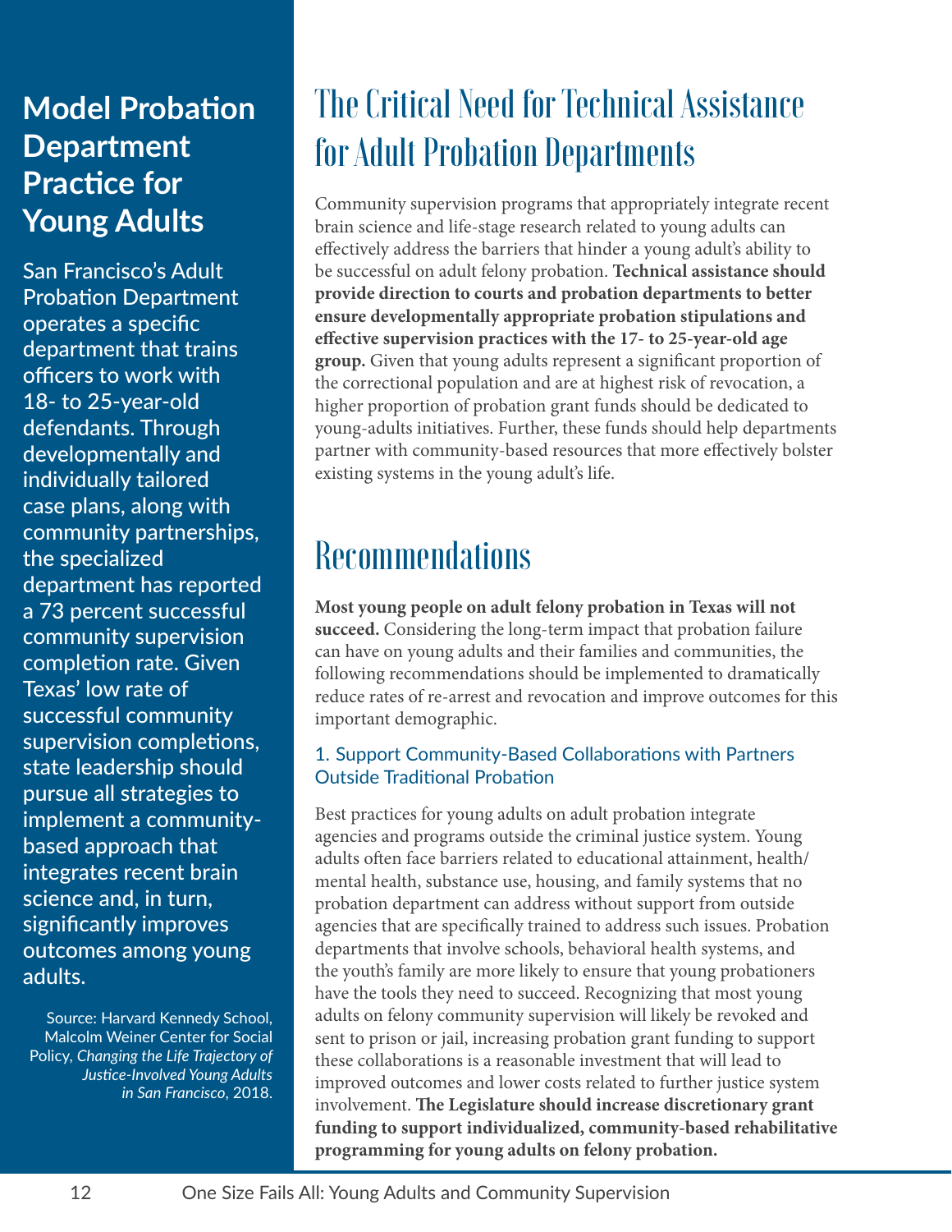## Model Probation Department Practice for Young Adults

San Francisco's Adult Probation Department operates a specific department that trains officers to work with 18- to 25-year-old defendants. Through developmentally and individually tailored case plans, along with community partnerships, the specialized department has reported a 73 percent successful community supervision completion rate. Given Texas' low rate of successful community supervision completions, state leadership should pursue all strategies to implement a community-based approach that integrates recent brain science and, in turn, significantly improves outcomes among young adults.

Source: Harvard Kennedy School, Malcolm Weiner Center for Social Policy, *Changing the Life Trajectory of Justice-Involved Young Adults in San Francisco*, 2018.

# The Critical Need for Technical Assistance for Adult Probation Departments

Community supervision programs that appropriately integrate recent brain science and life-stage research related to young adults can effectively address the barriers that hinder a young adult's ability to be successful on adult felony probation. **Technical assistance should provide direction to courts and probation departments to better ensure developmentally appropriate probation stipulations and effective supervision practices with the 17- to 25-year-old age group.** Given that young adults represent a significant proportion of the correctional population and are at highest risk of revocation, a higher proportion of probation grant funds should be dedicated to young-adults initiatives. Further, these funds should help departments partner with community-based resources that more effectively bolster existing systems in the young adult's life.

# Recommendations

**Most young people on adult felony probation in Texas will not succeed.** Considering the long-term impact that probation failure can have on young adults and their families and communities, the following recommendations should be implemented to dramatically reduce rates of re-arrest and revocation and improve outcomes for this important demographic.

### 1. Support Community-Based Collaborations with Partners Outside Traditional Probation

Best practices for young adults on adult probation integrate agencies and programs outside the criminal justice system. Young adults often face barriers related to educational attainment, health/mental health, substance use, housing, and family systems that no probation department can address without support from outside agencies that are specifically trained to address such issues. Probation departments that involve schools, behavioral health systems, and the youth's family are more likely to ensure that young probationers have the tools they need to succeed. Recognizing that most young adults on felony community supervision will likely be revoked and sent to prison or jail, increasing probation grant funding to support these collaborations is a reasonable investment that will lead to improved outcomes and lower costs related to further justice system involvement. **The Legislature should increase discretionary grant funding to support individualized, community-based rehabilitative programming for young adults on felony probation.**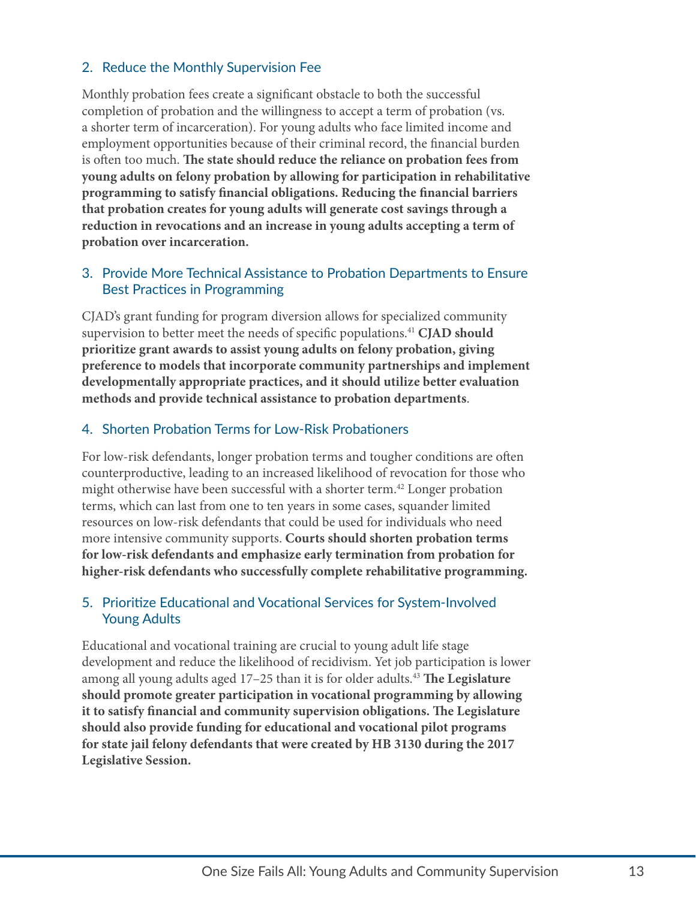### 2. Reduce the Monthly Supervision Fee

Monthly probation fees create a significant obstacle to both the successful completion of probation and the willingness to accept a term of probation (vs. a shorter term of incarceration). For young adults who face limited income and employment opportunities because of their criminal record, the financial burden is often too much. **The state should reduce the reliance on probation fees from young adults on felony probation by allowing for participation in rehabilitative programming to satisfy financial obligations. Reducing the financial barriers that probation creates for young adults will generate cost savings through a reduction in revocations and an increase in young adults accepting a term of probation over incarceration.**

### 3. Provide More Technical Assistance to Probation Departments to Ensure Best Practices in Programming

CJAD's grant funding for program diversion allows for specialized community supervision to better meet the needs of specific populations.[41] **CJAD should prioritize grant awards to assist young adults on felony probation, giving preference to models that incorporate community partnerships and implement developmentally appropriate practices, and it should utilize better evaluation methods and provide technical assistance to probation departments**.

### 4. Shorten Probation Terms for Low-Risk Probationers

For low-risk defendants, longer probation terms and tougher conditions are often counterproductive, leading to an increased likelihood of revocation for those who might otherwise have been successful with a shorter term.[42] Longer probation terms, which can last from one to ten years in some cases, squander limited resources on low-risk defendants that could be used for individuals who need more intensive community supports. **Courts should shorten probation terms for low-risk defendants and emphasize early termination from probation for higher-risk defendants who successfully complete rehabilitative programming.**

### 5. Prioritize Educational and Vocational Services for System-Involved Young Adults

Educational and vocational training are crucial to young adult life stage development and reduce the likelihood of recidivism. Yet job participation is lower among all young adults aged 17–25 than it is for older adults.[43] **The Legislature should promote greater participation in vocational programming by allowing it to satisfy financial and community supervision obligations. The Legislature should also provide funding for educational and vocational pilot programs for state jail felony defendants that were created by HB 3130 during the 2017 Legislative Session.**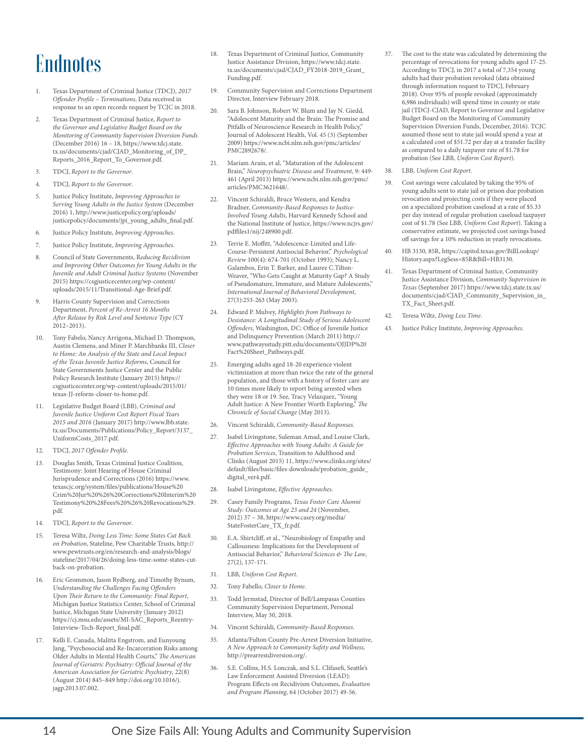# Endnotes

1. Texas Department of Criminal Justice (TDCJ), *2017 Offender Profile – Terminations*, Data received in response to an open records request by TCJC in 2018.

2. Texas Department of Criminal Justice, *Report to the Governor and Legislative Budget Board on the Monitoring of Community Supervision Diversion Funds* (December 2016) 16 – 18, https://www.tdcj.state.tx.us/documents/cjad/CJAD_Monitoring_of_DP_Reports_2016_Report_To_Governor.pdf.

3. TDCJ, *Report to the Governor*.

4. TDCJ, *Report to the Governor*.

5. Justice Policy Institute, *Improving Approaches to Serving Young Adults in the Justice System* (December 2016) 1, http://www.justicepolicy.org/uploads/justicepolicy/documents/jpi_young_adults_final.pdf.

6. Justice Policy Institute, *Improving Approaches*.

7. Justice Policy Institute, *Improving Approaches*.

8. Council of State Governments, R*educing Recidivism and Improving Other Outcomes for Young Adults in the Juvenile and Adult Criminal Justice Systems* (November 2015) https://csgjusticecenter.org/wp-content/uploads/2015/11/Transitional-Age-Brief.pdf.

9. Harris County Supervision and Corrections Department, *Percent of Re-Arrest 16 Months After Release by Risk Level and Sentence Type* (CY 2012–2013).

10. Tony Fabelo, Nancy Arrigona, Michael D. Thompson, Austin Clemens, and Miner P. Marchbanks III, *Closer to Home: An Analysis of the State and Local Impact of the Texas Juvenile Justice Reforms*, Council for State Governments Justice Center and the Public Policy Research Institute (January 2015) https://csgjusticecenter.org/wp-content/uploads/2015/01/texas-JJ-reform-closer-to-home.pdf.

11. Legislative Budget Board (LBB), *Criminal and Juvenile Justice Uniform Cost Report Fiscal Years 2015 and 2016* (January 2017) http://www.lbb.state.tx.us/Documents/Publications/Policy_Report/3137_UniformCosts_2017.pdf.

12. TDCJ, *2017 Offender Profile*.

13. Douglas Smith, Texas Criminal Justice Coalition, Testimony: Joint Hearing of House Criminal Jurisprudence and Corrections (2016) https://www.texascjc.org/system/files/publications/House%20Crim%20Jur%20%26%20Corrections%20Interim%20Testimony%20%28Fees%20%26%20Revocations%29.pdf.

14. TDCJ, *Report to the Governor*.

15. Teresa Wiltz, *Doing Less Time: Some States Cut Back on Probation*, Stateline, Pew Charitable Trusts, http://www.pewtrusts.org/en/research-and-analysis/blogs/stateline/2017/04/26/doing-less-time-some-states-cut-back-on-probation.

16. Eric Grommon, Jason Rydberg, and Timothy Bynum, *Understanding the Challenges Facing Offenders Upon Their Return to the Community: Final Report*, Michigan Justice Statistics Center, School of Criminal Justice, Michigan State University (January 2012) https://cj.msu.edu/assets/MI-SAC_Reports_Reentry-Interview-Tech-Report_final.pdf.

17. Kelli E. Canada, Malitta Engstrom, and Eunyoung Jang, "Psychosocial and Re-Incarceration Risks among Older Adults in Mental Health Courts," *The American Journal of Geriatric Psychiatry: Official Journal of the American Association for Geriatric Psychiatry*, 22(8) (August 2014) 845–849 http://doi.org/10.1016/j.jagp.2013.07.002.

18. Texas Department of Criminal Justice, Community Justice Assistance Division, https://www.tdcj.state.tx.us/documents/cjad/CJAD_FY2018-2019_Grant_Funding.pdf.

19. Community Supervision and Corrections Department Director, Interview February 2018.

20. Sara B. Johnson, Robert W. Blum and Jay N. Giedd, "Adolescent Maturity and the Brain: The Promise and Pitfalls of Neuroscience Research in Health Policy," Journal of Adolescent Health, Vol. 45 (3) (September 2009) https://www.ncbi.nlm.nih.gov/pmc/articles/PMC2892678/.

21. Mariam Arain, et al, "Maturation of the Adolescent Brain," *Neuropsychiatric Disease and Treatment*, 9: 449-461 (April 2013) https://www.ncbi.nlm.nih.gov/pmc/articles/PMC3621648/.

22. Vincent Schiraldi, Bruce Western, and Kendra Bradner, *Community-Based Responses to Justice-Involved Young Adults*, Harvard Kennedy School and the National Institute of Justice, https://www.ncjrs.gov/pdffiles1/nij/248900.pdf.

23. Terrie E. Moffitt, "Adolescence-Limited and Life-Course-Persistent Antisocial Behavior," *Psychological Review* 100(4): 674-701 (October 1993); Nancy L. Galambos, Erin T. Barker, and Lauree C.Tilton-Weaver, "Who Gets Caught at Maturity Gap? A Study of Pseudomature, Immature, and Mature Adolescents," *International Journal of Behavioral Development*, 27(3):253-263 (May 2003).

24. Edward P. Mulvey, *Highlights from Pathways to Desistance: A Longitudinal Study of Serious Adolescent Offenders*, Washington, DC: Office of Juvenile Justice and Delinquency Prevention (March 2011) http://www.pathwaysstudy.pitt.edu/documents/OJJDP%20Fact%20Sheet_Pathways.pdf.

25. Emerging adults aged 18-20 experience violent victimization at more than twice the rate of the general population, and those with a history of foster care are 10 times more likely to report being arrested when they were 18 or 19. See, Tracy Velazquez, "Young Adult Justice: A New Frontier Worth Exploring," *The Chronicle of Social Change* (May 2013).

26. Vincent Schiraldi, *Community-Based Responses*.

27. Isabel Livingstone, Suleman Amad, and Louise Clark, *Effective Approaches with Young Adults: A Guide for Probation Services*, Transition to Adulthood and Clinks (August 2015) 11, https://www.clinks.org/sites/default/files/basic/files-downloads/probation_guide_digital_ver4.pdf.

28. Isabel Livingstone, *Effective Approaches*.

29. Casey Family Programs, *Texas Foster Care Alumni Study: Outcomes at Age 23 and 24* (November, 2012) 37 – 38, https://www.casey.org/media/StateFosterCare_TX_fr.pdf.

30. E.A. Shirtcliff, et al., "Neurobiology of Empathy and Callousness: Implications for the Development of Antisocial Behavior," *Behavioral Sciences & The Law*, 27(2), 137-171.

31. LBB, *Uniform Cost Report*.

32. Tony Fabello, *Closer to Home*.

33. Todd Jermstad, Director of Bell/Lampasas Counties Community Supervision Department, Personal Interview, May 30, 2018.

34. Vincent Schiraldi, *Community-Based Responses*.

35. Atlanta/Fulton County Pre-Arrest Diversion Initiative, *A New Approach to Community Safety and Wellness*, http://prearrestdiversion.org/.

36. S.E. Collins, H.S. Lonczak, and S.L. Clifasefi, Seattle's Law Enforcement Assisted Diversion (LEAD): Program Effects on Recidivism Outcomes, *Evaluation and Program Planning*, 64 (October 2017) 49-56.

37. The cost to the state was calculated by determining the percentage of revocations for young adults aged 17-25. According to TDCJ, in 2017 a total of 7,354 young adults had their probation revoked (data obtained through information request to TDCJ, February 2018). Over 95% of people revoked (approximately 6,986 individuals) will spend time in county or state jail (TDCJ-CJAD, Report to Governor and Legislative Budget Board on the Monitoring of Community Supervision Diversion Funds, December, 2016). TCJC assumed those sent to state jail would spend a year at a calculated cost of $51.72 per day at a transfer facility as compared to a daily taxpayer rate of $1.78 for probation (See LBB, *Uniform Cost Report*).

38. LBB, *Uniform Cost Report*.

39. Cost savings were calculated by taking the 95% of young adults sent to state jail or prison due probation revocation and projecting costs if they were placed on a specialized probation caseload at a rate of $5.33 per day instead of regular probation caseload taxpayer cost of $1.78 (See LBB, *Uniform Cost Report*). Taking a conservative estimate, we projected cost savings based off savings for a 10% reduction in yearly revocations.

40. HB 3130, 85R, https://capitol.texas.gov/BillLookup/History.aspx?LegSess=85R&Bill=HB3130.

41. Texas Department of Criminal Justice, Community Justice Assistance Division, *Community Supervision in Texas* (September 2017) https://www.tdcj.state.tx.us/documents/cjad/CJAD_Community_Supervision_in_TX_Fact_Sheet.pdf.

42. Teresa Wiltz, *Doing Less Time*.

43. Justice Policy Institute, *Improving Approaches*.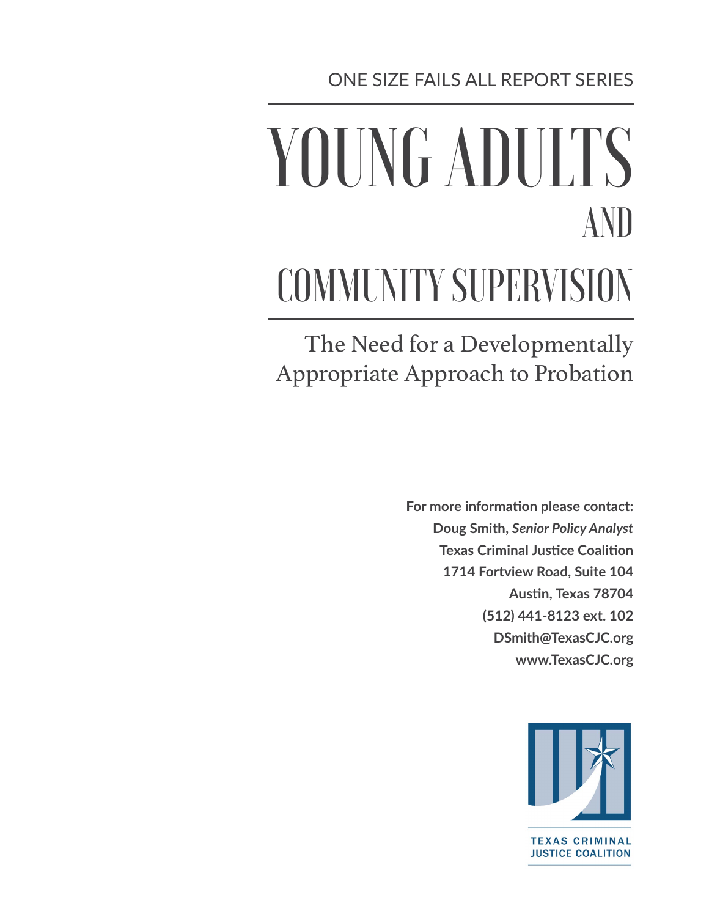ONE SIZE FAILS ALL REPORT SERIES

# YOUNG ADULTS AND COMMUNITY SUPERVISION

## The Need for a Developmentally Appropriate Approach to Probation

**For more information please contact:**
**Doug Smith, *Senior Policy Analyst***
**Texas Criminal Justice Coalition**
**1714 Fortview Road, Suite 104**
**Austin, Texas 78704**
**(512) 441-8123 ext. 102**
**DSmith@TexasCJC.org**
**www.TexasCJC.org**

TEXAS CRIMINAL JUSTICE COALITION